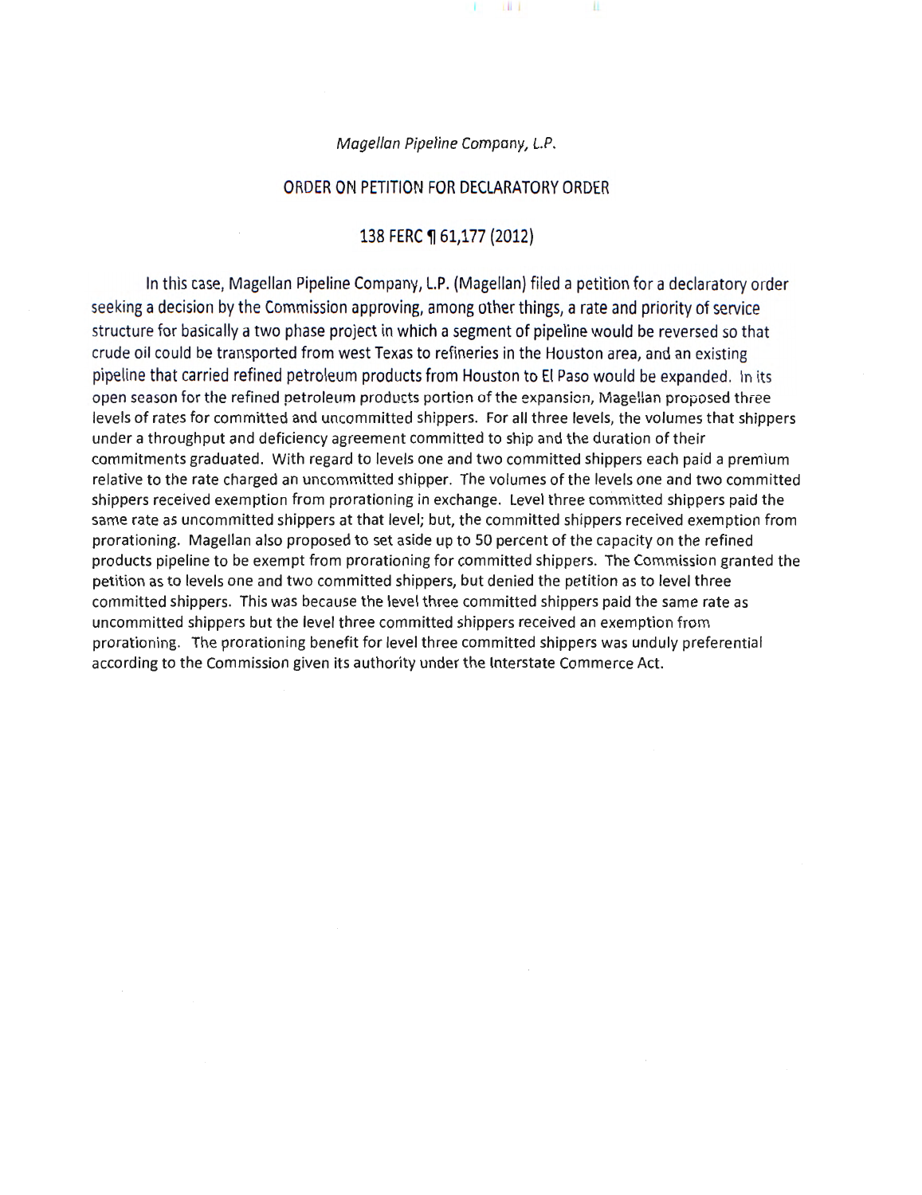*Magellan Pipeline Company, L.P.*

## ORDER ON PETITION FOR DECLARATORY ORDER

### 138 FERC ¶ 61,177 (2012)

In this case, Magellan Pipeline Company, L.P. (Magellan) filed a petition for a declaratory order seeking a decision by the Commission approving, among other things, a rate and priority of service structure for basically a two phase project in which a segment of pipeline would be reversed so that crude oil could be transported from west Texas to refineries in the Houston area, and an existing pipeline that carried refined petroleum products from Houston to El Paso would be expanded. In its open season for the refined petroleum products portion of the expansion, Magellan proposed three levels of rates for committed and uncommitted shippers. For all three levels, the volumes that shippers under a throughput and deficiency agreement committed to ship and the duration of their commitments graduated. With regard to levels one and two committed shippers each paid a premium relative to the rate charged an uncommitted shipper. The volumes of the levels one and two committed shippers received exemption from prorationing in exchange. Level three committed shippers paid the same rate as uncommitted shippers at that level; but, the committed shippers received exemption from prorationing. Magellan also proposed to set aside up to 50 percent of the capacity on the refined products pipeline to be exempt from prorationing for committed shippers. The Commission granted the petition as to levels one and two committed shippers, but denied the petition as to level three committed shippers. This was because the level three committed shippers paid the same rate as uncommitted shippers but the level three committed shippers received an exemption from prorationing. The prorationing benefit for level three committed shippers was unduly preferential according to the Commission given its authority under the Interstate Commerce Act.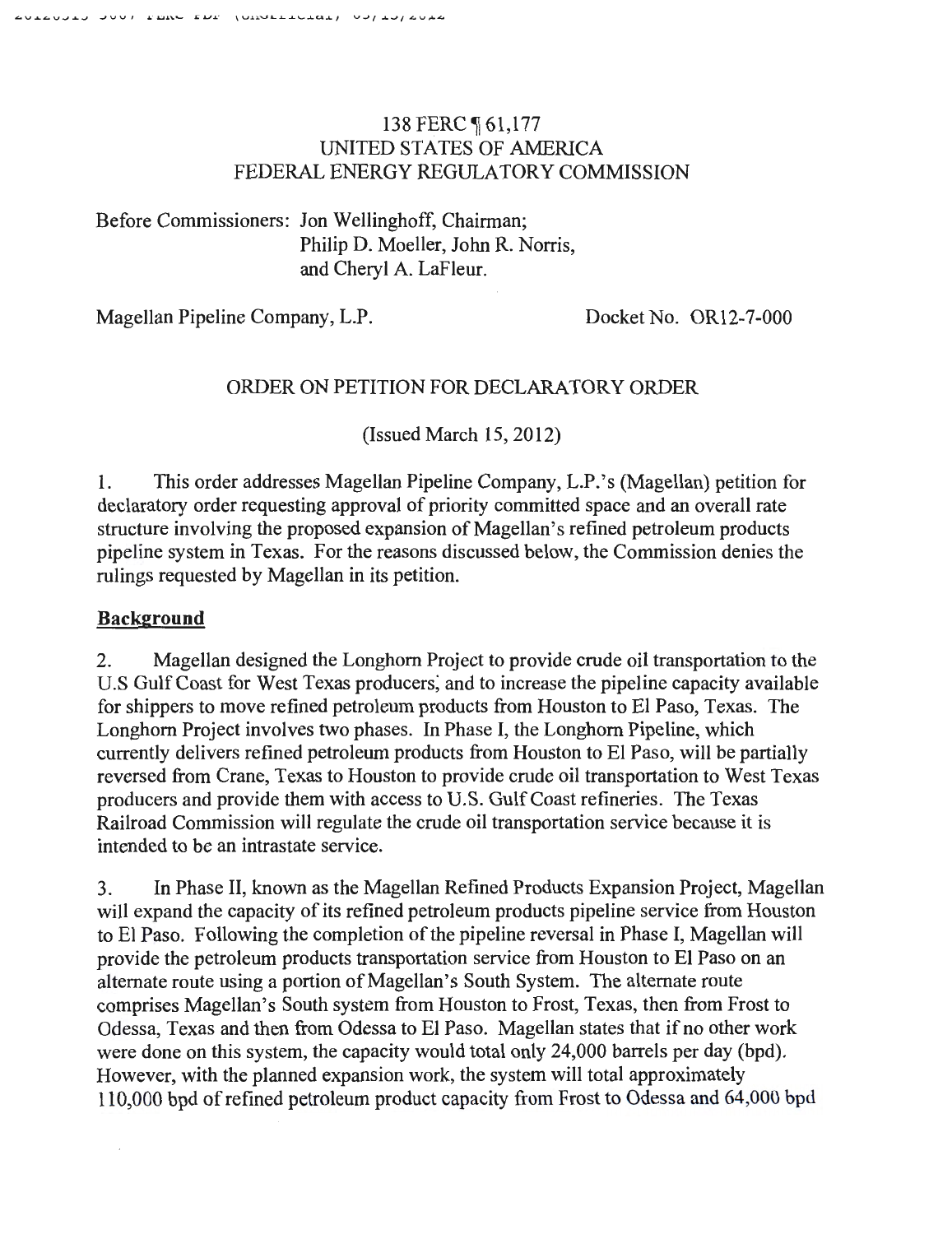138 FERC ¶ 61,177
UNITED STATES OF AMERICA
FEDERAL ENERGY REGULATORY COMMISSION

Before Commissioners: Jon Wellinghoff, Chairman;
Philip D. Moeller, John R. Norris,
and Cheryl A. LaFleur.

Magellan Pipeline Company, L.P. Docket No. OR12-7-000

ORDER ON PETITION FOR DECLARATORY ORDER

(Issued March 15, 2012)

1. This order addresses Magellan Pipeline Company, L.P.'s (Magellan) petition for declaratory order requesting approval of priority committed space and an overall rate structure involving the proposed expansion of Magellan's refined petroleum products pipeline system in Texas. For the reasons discussed below, the Commission denies the rulings requested by Magellan in its petition.

## Background

2. Magellan designed the Longhorn Project to provide crude oil transportation to the U.S Gulf Coast for West Texas producers, and to increase the pipeline capacity available for shippers to move refined petroleum products from Houston to El Paso, Texas. The Longhorn Project involves two phases. In Phase I, the Longhorn Pipeline, which currently delivers refined petroleum products from Houston to El Paso, will be partially reversed from Crane, Texas to Houston to provide crude oil transportation to West Texas producers and provide them with access to U.S. Gulf Coast refineries. The Texas Railroad Commission will regulate the crude oil transportation service because it is intended to be an intrastate service.

3. In Phase II, known as the Magellan Refined Products Expansion Project, Magellan will expand the capacity of its refined petroleum products pipeline service from Houston to El Paso. Following the completion of the pipeline reversal in Phase I, Magellan will provide the petroleum products transportation service from Houston to El Paso on an alternate route using a portion of Magellan's South System. The alternate route comprises Magellan's South system from Houston to Frost, Texas, then from Frost to Odessa, Texas and then from Odessa to El Paso. Magellan states that if no other work were done on this system, the capacity would total only 24,000 barrels per day (bpd). However, with the planned expansion work, the system will total approximately 110,000 bpd of refined petroleum product capacity from Frost to Odessa and 64,000 bpd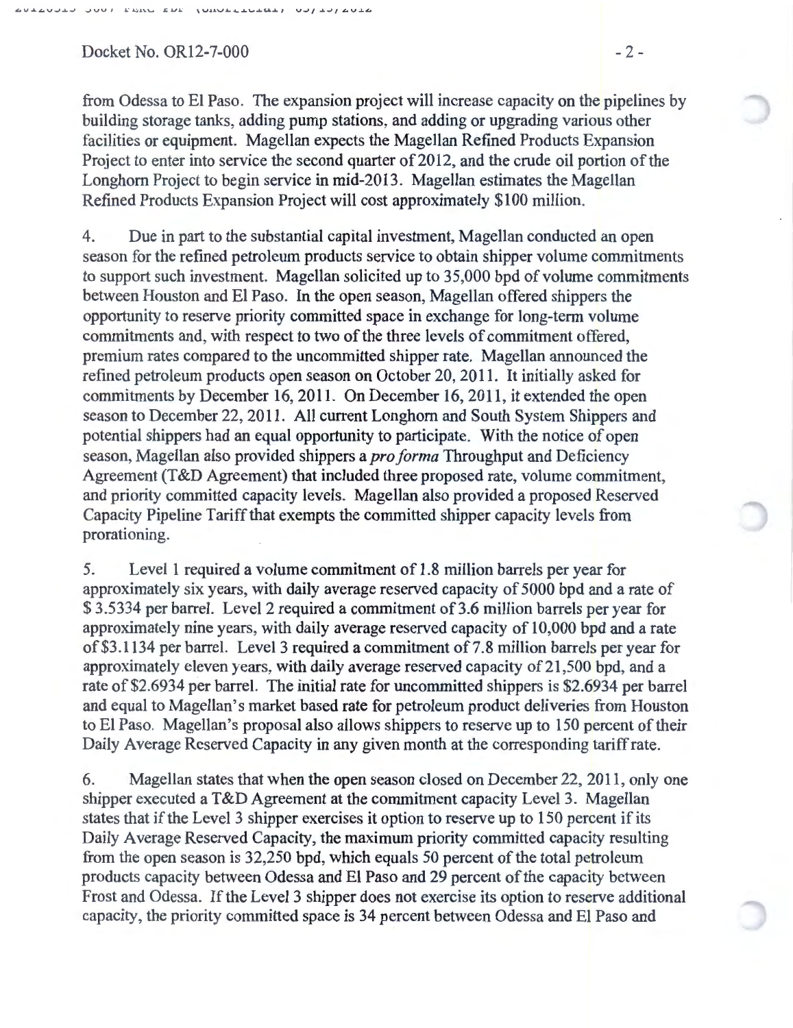from Odessa to El Paso. The expansion project will increase capacity on the pipelines by building storage tanks, adding pump stations, and adding or upgrading various other facilities or equipment. Magellan expects the Magellan Refined Products Expansion Project to enter into service the second quarter of 2012, and the crude oil portion of the Longhorn Project to begin service in mid-2013. Magellan estimates the Magellan Refined Products Expansion Project will cost approximately $100 million.

4. Due in part to the substantial capital investment, Magellan conducted an open season for the refined petroleum products service to obtain shipper volume commitments to support such investment. Magellan solicited up to 35,000 bpd of volume commitments between Houston and El Paso. In the open season, Magellan offered shippers the opportunity to reserve priority committed space in exchange for long-term volume commitments and, with respect to two of the three levels of commitment offered, premium rates compared to the uncommitted shipper rate. Magellan announced the refined petroleum products open season on October 20, 2011. It initially asked for commitments by December 16, 2011. On December 16, 2011, it extended the open season to December 22, 2011. All current Longhorn and South System Shippers and potential shippers had an equal opportunity to participate. With the notice of open season, Magellan also provided shippers a *pro forma* Throughput and Deficiency Agreement (T&D Agreement) that included three proposed rate, volume commitment, and priority committed capacity levels. Magellan also provided a proposed Reserved Capacity Pipeline Tariff that exempts the committed shipper capacity levels from prorationing.

5. Level 1 required a volume commitment of 1.8 million barrels per year for approximately six years, with daily average reserved capacity of 5000 bpd and a rate of $ 3.5334 per barrel. Level 2 required a commitment of 3.6 million barrels per year for approximately nine years, with daily average reserved capacity of 10,000 bpd and a rate of $3.1134 per barrel. Level 3 required a commitment of 7.8 million barrels per year for approximately eleven years, with daily average reserved capacity of 21,500 bpd, and a rate of $2.6934 per barrel. The initial rate for uncommitted shippers is $2.6934 per barrel and equal to Magellan's market based rate for petroleum product deliveries from Houston to El Paso. Magellan's proposal also allows shippers to reserve up to 150 percent of their Daily Average Reserved Capacity in any given month at the corresponding tariff rate.

6. Magellan states that when the open season closed on December 22, 2011, only one shipper executed a T&D Agreement at the commitment capacity Level 3. Magellan states that if the Level 3 shipper exercises it option to reserve up to 150 percent if its Daily Average Reserved Capacity, the maximum priority committed capacity resulting from the open season is 32,250 bpd, which equals 50 percent of the total petroleum products capacity between Odessa and El Paso and 29 percent of the capacity between Frost and Odessa. If the Level 3 shipper does not exercise its option to reserve additional capacity, the priority committed space is 34 percent between Odessa and El Paso and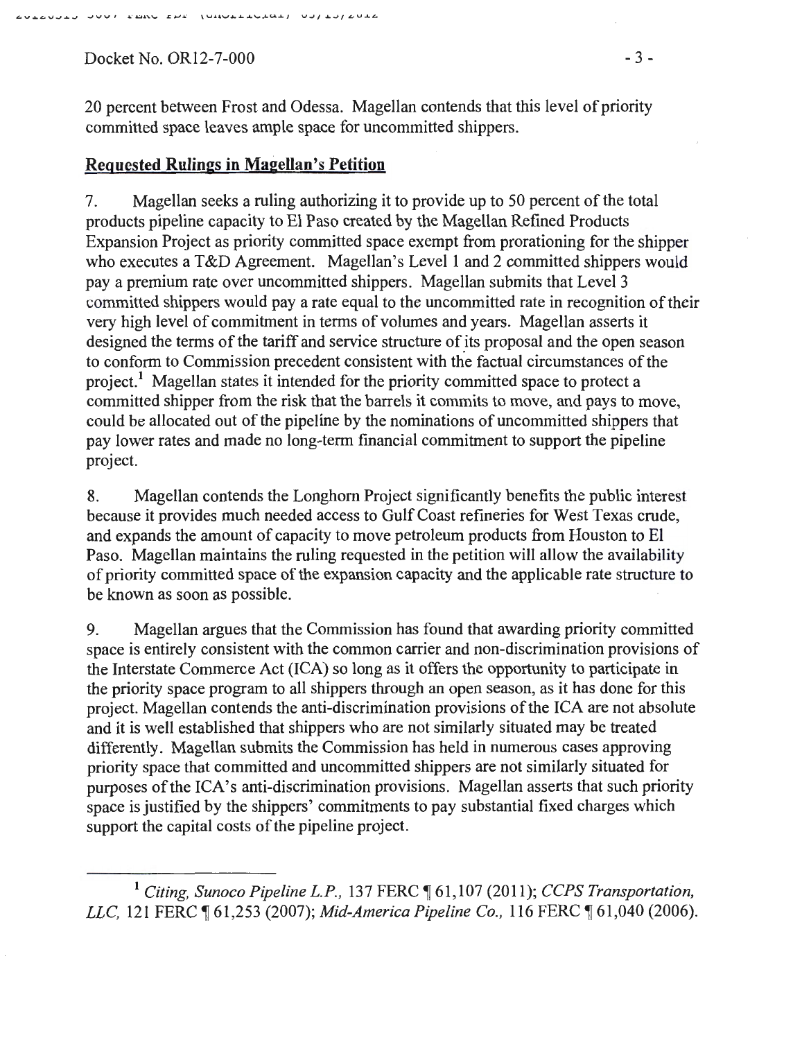20 percent between Frost and Odessa. Magellan contends that this level of priority committed space leaves ample space for uncommitted shippers.

## Requested Rulings in Magellan's Petition

7. Magellan seeks a ruling authorizing it to provide up to 50 percent of the total products pipeline capacity to El Paso created by the Magellan Refined Products Expansion Project as priority committed space exempt from prorationing for the shipper who executes a T&D Agreement. Magellan's Level 1 and 2 committed shippers would pay a premium rate over uncommitted shippers. Magellan submits that Level 3 committed shippers would pay a rate equal to the uncommitted rate in recognition of their very high level of commitment in terms of volumes and years. Magellan asserts it designed the terms of the tariff and service structure of its proposal and the open season to conform to Commission precedent consistent with the factual circumstances of the project.[1] Magellan states it intended for the priority committed space to protect a committed shipper from the risk that the barrels it commits to move, and pays to move, could be allocated out of the pipeline by the nominations of uncommitted shippers that pay lower rates and made no long-term financial commitment to support the pipeline project.

8. Magellan contends the Longhorn Project significantly benefits the public interest because it provides much needed access to Gulf Coast refineries for West Texas crude, and expands the amount of capacity to move petroleum products from Houston to El Paso. Magellan maintains the ruling requested in the petition will allow the availability of priority committed space of the expansion capacity and the applicable rate structure to be known as soon as possible.

9. Magellan argues that the Commission has found that awarding priority committed space is entirely consistent with the common carrier and non-discrimination provisions of the Interstate Commerce Act (ICA) so long as it offers the opportunity to participate in the priority space program to all shippers through an open season, as it has done for this project. Magellan contends the anti-discrimination provisions of the ICA are not absolute and it is well established that shippers who are not similarly situated may be treated differently. Magellan submits the Commission has held in numerous cases approving priority space that committed and uncommitted shippers are not similarly situated for purposes of the ICA's anti-discrimination provisions. Magellan asserts that such priority space is justified by the shippers' commitments to pay substantial fixed charges which support the capital costs of the pipeline project.

---

[1] *Citing, Sunoco Pipeline L.P.*, 137 FERC ¶ 61,107 (2011); *CCPS Transportation, LLC*, 121 FERC ¶ 61,253 (2007); *Mid-America Pipeline Co.*, 116 FERC ¶ 61,040 (2006).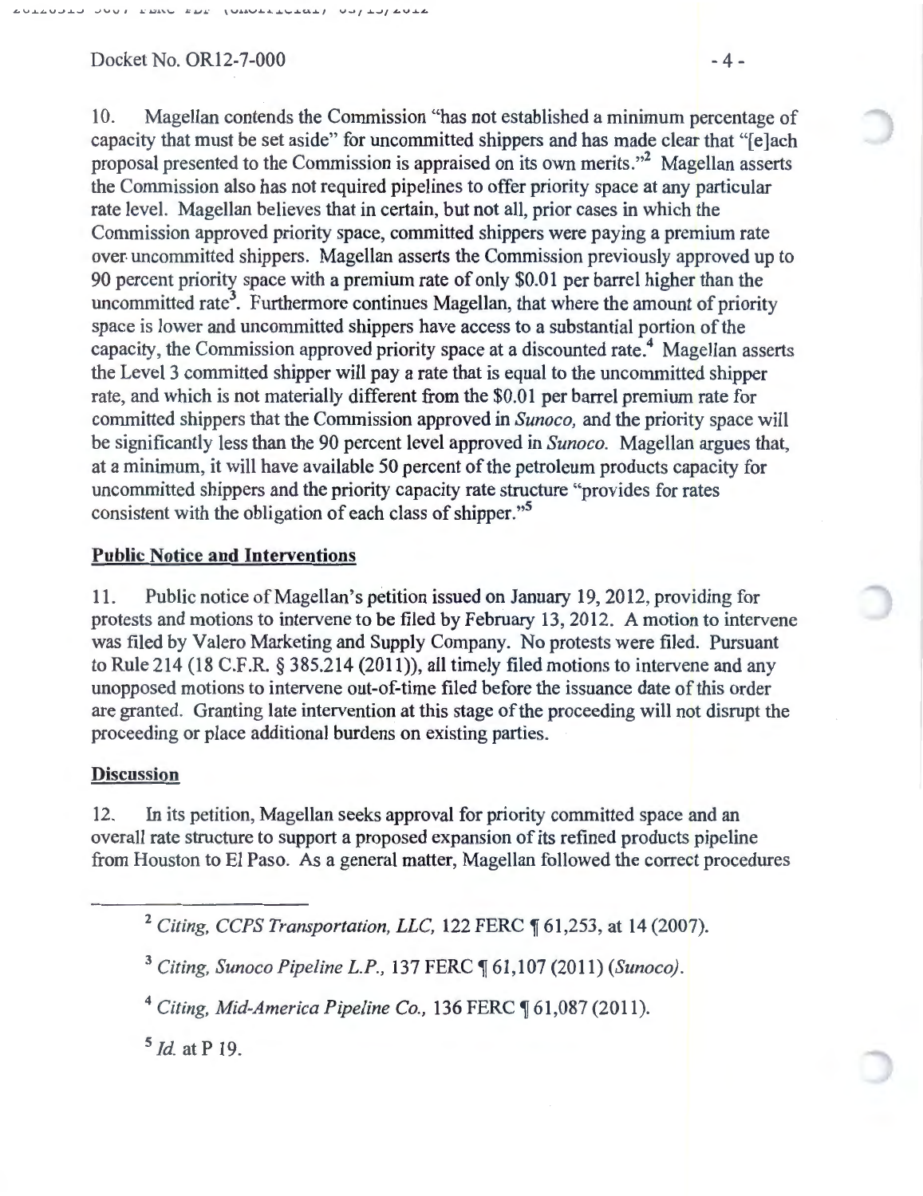10. Magellan contends the Commission "has not established a minimum percentage of capacity that must be set aside" for uncommitted shippers and has made clear that "[e]ach proposal presented to the Commission is appraised on its own merits."[2] Magellan asserts the Commission also has not required pipelines to offer priority space at any particular rate level. Magellan believes that in certain, but not all, prior cases in which the Commission approved priority space, committed shippers were paying a premium rate over uncommitted shippers. Magellan asserts the Commission previously approved up to 90 percent priority space with a premium rate of only $0.01 per barrel higher than the uncommitted rate[3]. Furthermore continues Magellan, that where the amount of priority space is lower and uncommitted shippers have access to a substantial portion of the capacity, the Commission approved priority space at a discounted rate.[4] Magellan asserts the Level 3 committed shipper will pay a rate that is equal to the uncommitted shipper rate, and which is not materially different from the $0.01 per barrel premium rate for committed shippers that the Commission approved in *Sunoco,* and the priority space will be significantly less than the 90 percent level approved in *Sunoco.* Magellan argues that, at a minimum, it will have available 50 percent of the petroleum products capacity for uncommitted shippers and the priority capacity rate structure "provides for rates consistent with the obligation of each class of shipper."[5]

**Public Notice and Interventions**

11. Public notice of Magellan's petition issued on January 19, 2012, providing for protests and motions to intervene to be filed by February 13, 2012. A motion to intervene was filed by Valero Marketing and Supply Company. No protests were filed. Pursuant to Rule 214 (18 C.F.R. § 385.214 (2011)), all timely filed motions to intervene and any unopposed motions to intervene out-of-time filed before the issuance date of this order are granted. Granting late intervention at this stage of the proceeding will not disrupt the proceeding or place additional burdens on existing parties.

**Discussion**

12. In its petition, Magellan seeks approval for priority committed space and an overall rate structure to support a proposed expansion of its refined products pipeline from Houston to El Paso. As a general matter, Magellan followed the correct procedures

---

[2] *Citing, CCPS Transportation, LLC,* 122 FERC ¶ 61,253, at 14 (2007).

[3] *Citing, Sunoco Pipeline L.P.,* 137 FERC ¶ 61,107 (2011) (*Sunoco*).

[4] *Citing, Mid-America Pipeline Co.,* 136 FERC ¶ 61,087 (2011).

[5] *Id.* at P 19.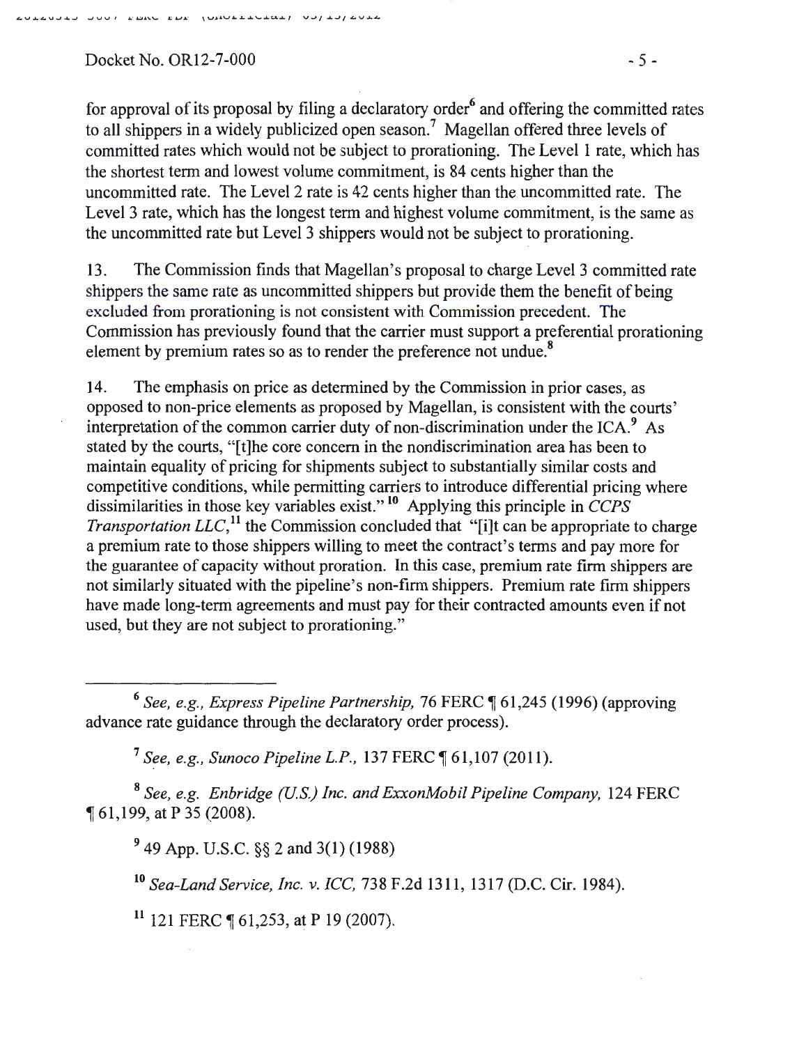for approval of its proposal by filing a declaratory order[6] and offering the committed rates to all shippers in a widely publicized open season.[7] Magellan offered three levels of committed rates which would not be subject to prorationing. The Level 1 rate, which has the shortest term and lowest volume commitment, is 84 cents higher than the uncommitted rate. The Level 2 rate is 42 cents higher than the uncommitted rate. The Level 3 rate, which has the longest term and highest volume commitment, is the same as the uncommitted rate but Level 3 shippers would not be subject to prorationing.

13. The Commission finds that Magellan's proposal to charge Level 3 committed rate shippers the same rate as uncommitted shippers but provide them the benefit of being excluded from prorationing is not consistent with Commission precedent. The Commission has previously found that the carrier must support a preferential prorationing element by premium rates so as to render the preference not undue.[8]

14. The emphasis on price as determined by the Commission in prior cases, as opposed to non-price elements as proposed by Magellan, is consistent with the courts' interpretation of the common carrier duty of non-discrimination under the ICA.[9] As stated by the courts, "[t]he core concern in the nondiscrimination area has been to maintain equality of pricing for shipments subject to substantially similar costs and competitive conditions, while permitting carriers to introduce differential pricing where dissimilarities in those key variables exist."[10] Applying this principle in *CCPS Transportation LLC*,[11] the Commission concluded that "[i]t can be appropriate to charge a premium rate to those shippers willing to meet the contract's terms and pay more for the guarantee of capacity without proration. In this case, premium rate firm shippers are not similarly situated with the pipeline's non-firm shippers. Premium rate firm shippers have made long-term agreements and must pay for their contracted amounts even if not used, but they are not subject to prorationing."

---

[6] *See, e.g., Express Pipeline Partnership,* 76 FERC ¶ 61,245 (1996) (approving advance rate guidance through the declaratory order process).

[7] *See, e.g., Sunoco Pipeline L.P.,* 137 FERC ¶ 61,107 (2011).

[8] *See, e.g. Enbridge (U.S.) Inc. and ExxonMobil Pipeline Company,* 124 FERC ¶ 61,199, at P 35 (2008).

[9] 49 App. U.S.C. §§ 2 and 3(1) (1988)

[10] *Sea-Land Service, Inc. v. ICC,* 738 F.2d 1311, 1317 (D.C. Cir. 1984).

[11] 121 FERC ¶ 61,253, at P 19 (2007).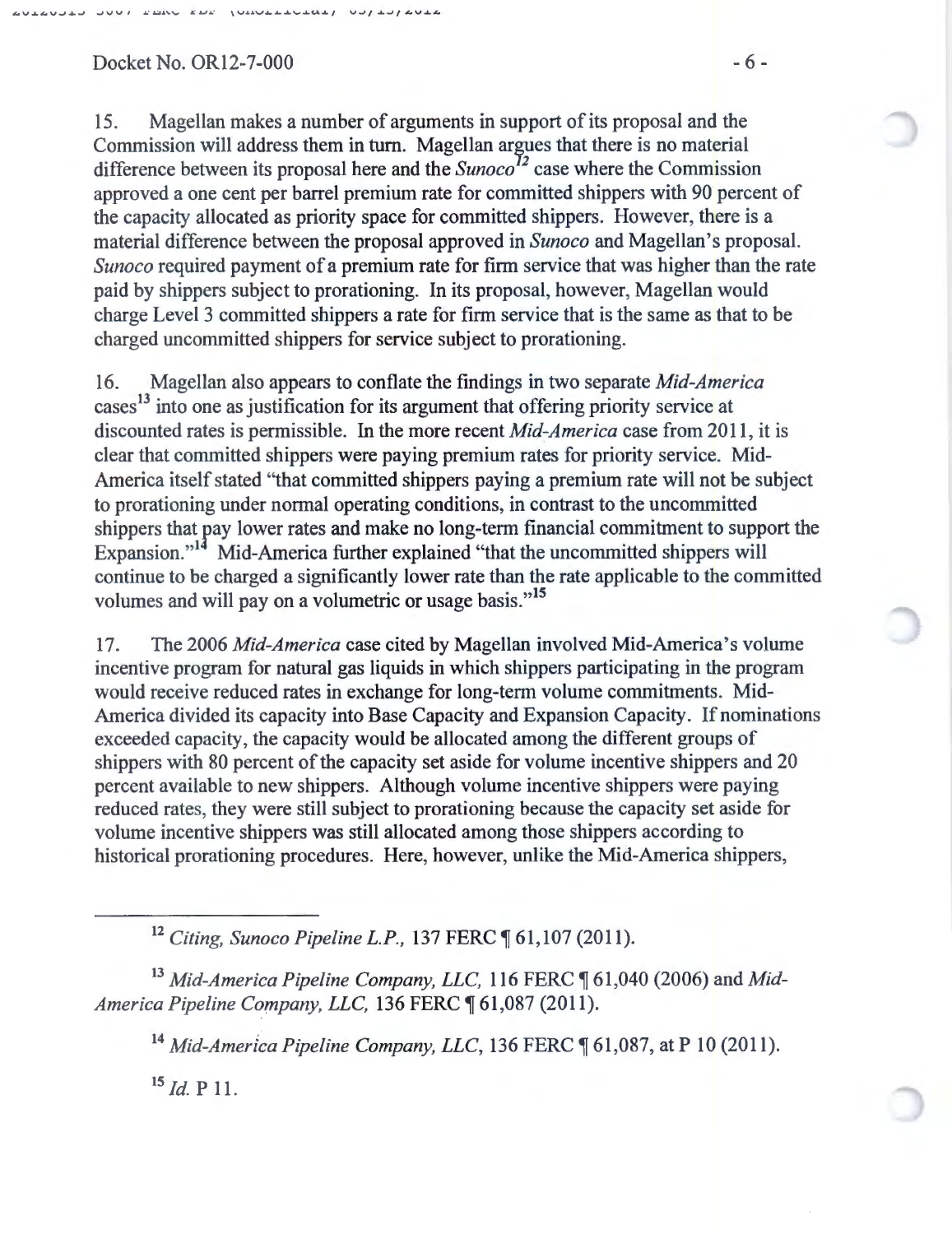15. Magellan makes a number of arguments in support of its proposal and the Commission will address them in turn. Magellan argues that there is no material difference between its proposal here and the *Sunoco*[12] case where the Commission approved a one cent per barrel premium rate for committed shippers with 90 percent of the capacity allocated as priority space for committed shippers. However, there is a material difference between the proposal approved in *Sunoco* and Magellan's proposal. *Sunoco* required payment of a premium rate for firm service that was higher than the rate paid by shippers subject to prorationing. In its proposal, however, Magellan would charge Level 3 committed shippers a rate for firm service that is the same as that to be charged uncommitted shippers for service subject to prorationing.

16. Magellan also appears to conflate the findings in two separate *Mid-America* cases[13] into one as justification for its argument that offering priority service at discounted rates is permissible. In the more recent *Mid-America* case from 2011, it is clear that committed shippers were paying premium rates for priority service. Mid-America itself stated "that committed shippers paying a premium rate will not be subject to prorationing under normal operating conditions, in contrast to the uncommitted shippers that pay lower rates and make no long-term financial commitment to support the Expansion."[14] Mid-America further explained "that the uncommitted shippers will continue to be charged a significantly lower rate than the rate applicable to the committed volumes and will pay on a volumetric or usage basis."[15]

17. The 2006 *Mid-America* case cited by Magellan involved Mid-America's volume incentive program for natural gas liquids in which shippers participating in the program would receive reduced rates in exchange for long-term volume commitments. Mid-America divided its capacity into Base Capacity and Expansion Capacity. If nominations exceeded capacity, the capacity would be allocated among the different groups of shippers with 80 percent of the capacity set aside for volume incentive shippers and 20 percent available to new shippers. Although volume incentive shippers were paying reduced rates, they were still subject to prorationing because the capacity set aside for volume incentive shippers was still allocated among those shippers according to historical prorationing procedures. Here, however, unlike the Mid-America shippers,

---

[12] *Citing*, *Sunoco Pipeline L.P.*, 137 FERC ¶ 61,107 (2011).

[13] *Mid-America Pipeline Company, LLC*, 116 FERC ¶ 61,040 (2006) and *Mid-America Pipeline Company, LLC*, 136 FERC ¶ 61,087 (2011).

[14] *Mid-America Pipeline Company, LLC*, 136 FERC ¶ 61,087, at P 10 (2011).

[15] *Id.* P 11.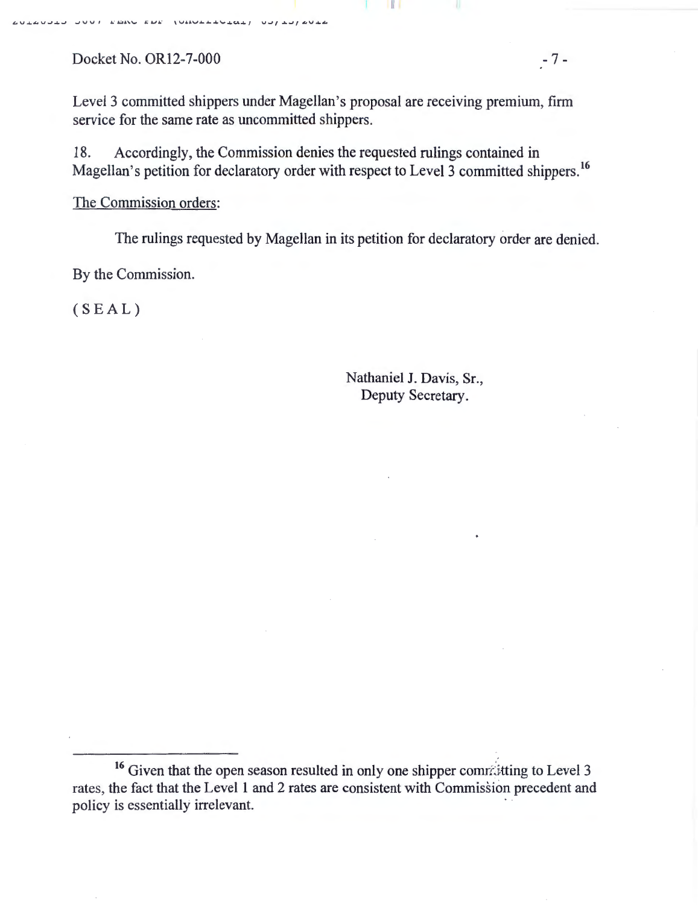Level 3 committed shippers under Magellan's proposal are receiving premium, firm service for the same rate as uncommitted shippers.

18. Accordingly, the Commission denies the requested rulings contained in Magellan's petition for declaratory order with respect to Level 3 committed shippers.[16]

The Commission orders:

The rulings requested by Magellan in its petition for declaratory order are denied.

By the Commission.

( S E A L )

Nathaniel J. Davis, Sr.,
Deputy Secretary.

---

[16] Given that the open season resulted in only one shipper committing to Level 3 rates, the fact that the Level 1 and 2 rates are consistent with Commission precedent and policy is essentially irrelevant.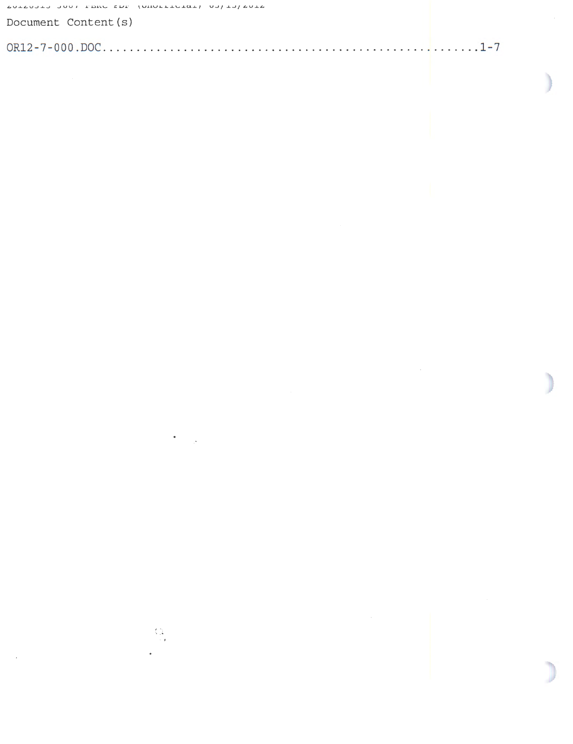Document Content(s)

OR12-7-000.DOC........................................................1-7